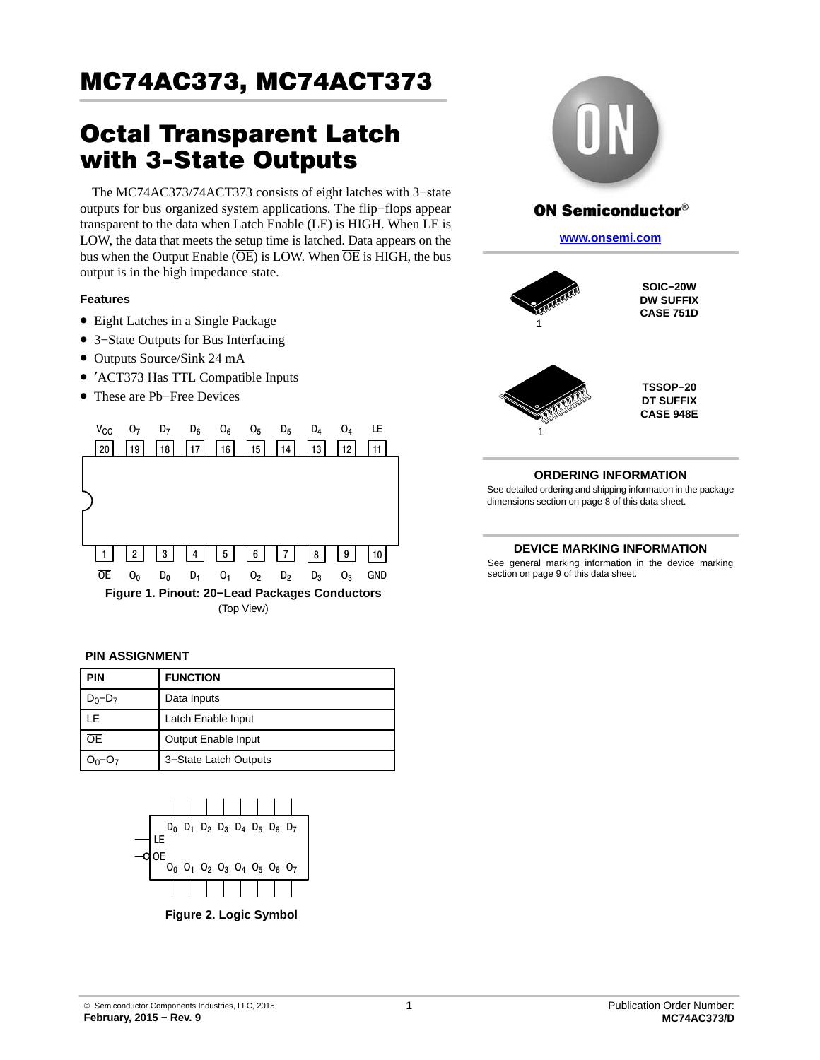# MC74AC373, MC74ACT373

## Octal Transparent Latch with 3-State Outputs

The MC74AC373/74ACT373 consists of eight latches with 3−state outputs for bus organized system applications. The flip−flops appear transparent to the data when Latch Enable (LE) is HIGH. When LE is LOW, the data that meets the setup time is latched. Data appears on the bus when the Output Enable ($\overline{OE}$) is LOW. When $\overline{OE}$ is HIGH, the bus output is in the high impedance state.

### Features

- Eight Latches in a Single Package
- 3−State Outputs for Bus Interfacing
- Outputs Source/Sink 24 mA
- ′ACT373 Has TTL Compatible Inputs
- These are Pb−Free Devices

| Pin | 20 | 19 | 18 | 17 | 16 | 15 | 14 | 13 | 12 | 11 |
|---|---|---|---|---|---|---|---|---|---|---|
| Name | $V_{CC}$ | $O_7$ | $D_7$ | $D_6$ | $O_6$ | $O_5$ | $D_5$ | $D_4$ | $O_4$ | LE |

| Pin | 1 | 2 | 3 | 4 | 5 | 6 | 7 | 8 | 9 | 10 |
|---|---|---|---|---|---|---|---|---|---|---|
| Name | $\overline{OE}$ | $O_0$ | $D_0$ | $D_1$ | $O_1$ | $O_2$ | $D_2$ | $D_3$ | $O_3$ | GND |

**Figure 1. Pinout: 20−Lead Packages Conductors**
(Top View)

**PIN ASSIGNMENT**

| PIN | FUNCTION |
|---|---|
| $D_0$−$D_7$ | Data Inputs |
| LE | Latch Enable Input |
| $\overline{OE}$ | Output Enable Input |
| $O_0$−$O_7$ | 3−State Latch Outputs |

**Figure 2. Logic Symbol**

**ON Semiconductor®**

www.onsemi.com

SOIC−20W
DW SUFFIX
CASE 751D

TSSOP−20
DT SUFFIX
CASE 948E

### ORDERING INFORMATION

See detailed ordering and shipping information in the package dimensions section on page 8 of this data sheet.

### DEVICE MARKING INFORMATION

See general marking information in the device marking section on page 9 of this data sheet.

© Semiconductor Components Industries, LLC, 2015
February, 2015 − Rev. 9

Publication Order Number:
MC74AC373/D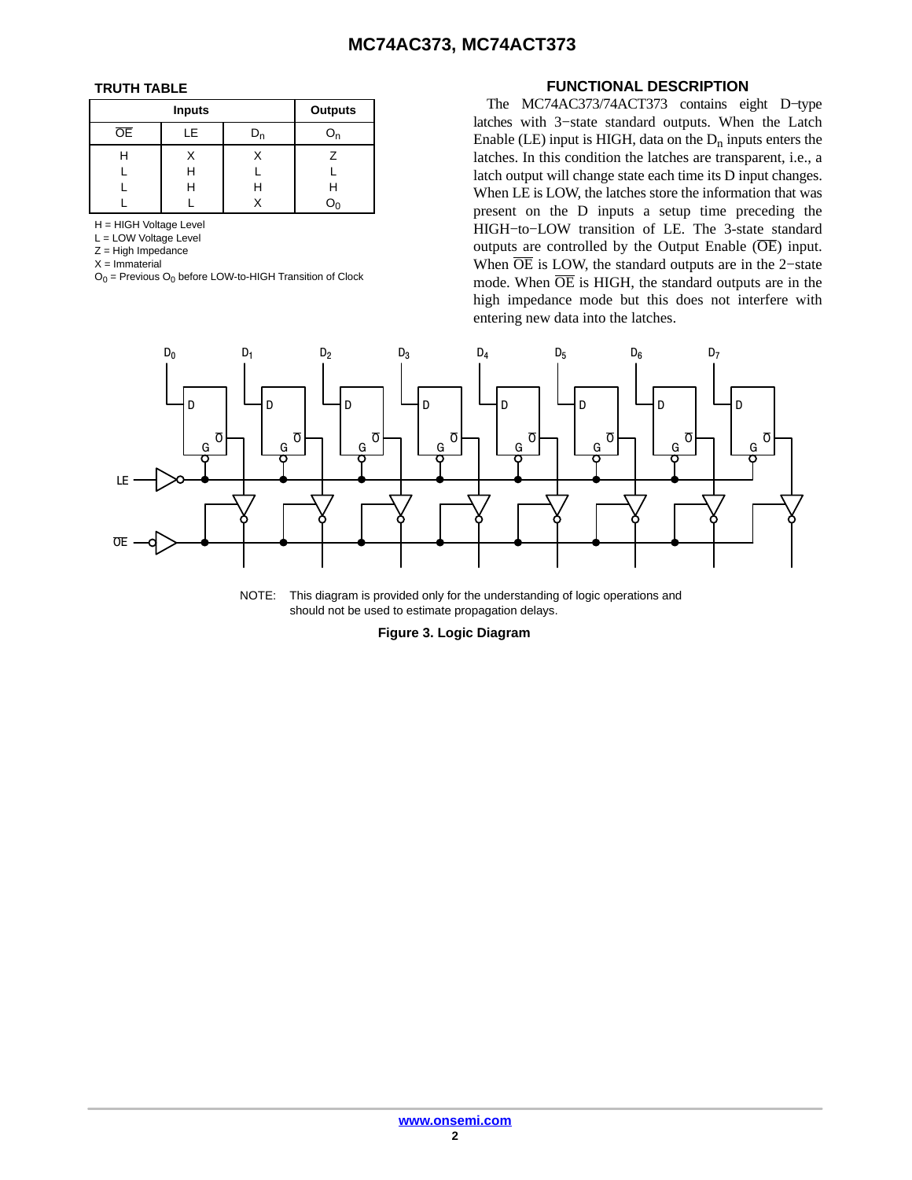## TRUTH TABLE

| Inputs | | | Outputs |
|---|---|---|---|
| $\overline{OE}$ | LE | $D_n$ | $O_n$ |
| H | X | X | Z |
| L | H | L | L |
| L | H | H | H |
| L | L | X | $O_0$ |

H = HIGH Voltage Level
L = LOW Voltage Level
Z = High Impedance
X = Immaterial
$O_0$ = Previous $O_0$ before LOW-to-HIGH Transition of Clock

## FUNCTIONAL DESCRIPTION

The MC74AC373/74ACT373 contains eight D−type latches with 3−state standard outputs. When the Latch Enable (LE) input is HIGH, data on the $D_n$ inputs enters the latches. In this condition the latches are transparent, i.e., a latch output will change state each time its D input changes. When LE is LOW, the latches store the information that was present on the D inputs a setup time preceding the HIGH−to−LOW transition of LE. The 3-state standard outputs are controlled by the Output Enable ($\overline{OE}$) input. When $\overline{OE}$ is LOW, the standard outputs are in the 2−state mode. When $\overline{OE}$ is HIGH, the standard outputs are in the high impedance mode but this does not interfere with entering new data into the latches.

NOTE: This diagram is provided only for the understanding of logic operations and should not be used to estimate propagation delays.

**Figure 3. Logic Diagram**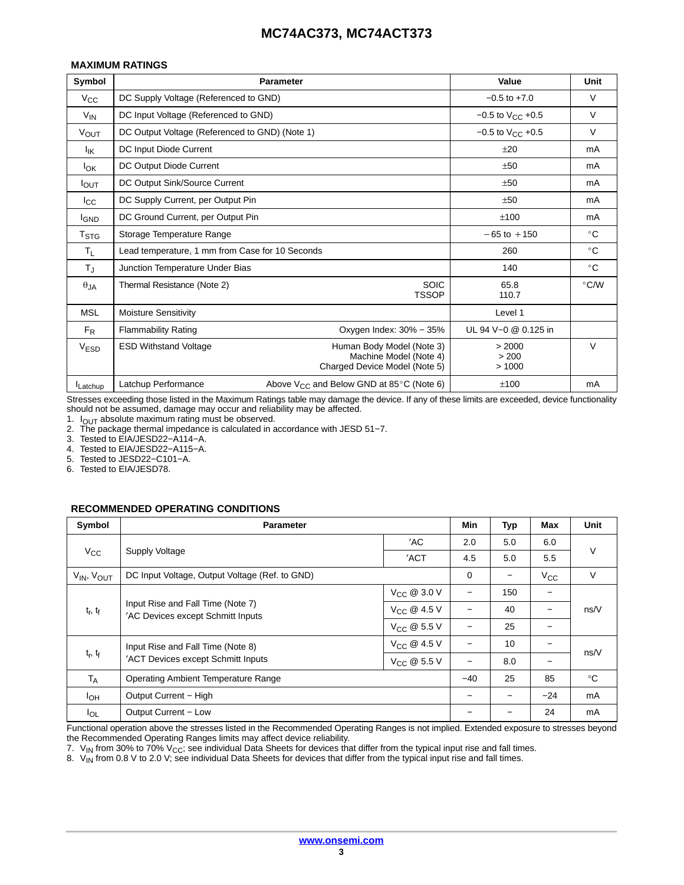### MAXIMUM RATINGS

| Symbol | Parameter | | Value | Unit |
|---|---|---|---|---|
| $V_{CC}$ | DC Supply Voltage (Referenced to GND) | | −0.5 to +7.0 | V |
| $V_{IN}$ | DC Input Voltage (Referenced to GND) | | −0.5 to $V_{CC}$ +0.5 | V |
| $V_{OUT}$ | DC Output Voltage (Referenced to GND) (Note 1) | | −0.5 to $V_{CC}$ +0.5 | V |
| $I_{IK}$ | DC Input Diode Current | | ±20 | mA |
| $I_{OK}$ | DC Output Diode Current | | ±50 | mA |
| $I_{OUT}$ | DC Output Sink/Source Current | | ±50 | mA |
| $I_{CC}$ | DC Supply Current, per Output Pin | | ±50 | mA |
| $I_{GND}$ | DC Ground Current, per Output Pin | | ±100 | mA |
| $T_{STG}$ | Storage Temperature Range | | −65 to +150 | °C |
| $T_L$ | Lead temperature, 1 mm from Case for 10 Seconds | | 260 | °C |
| $T_J$ | Junction Temperature Under Bias | | 140 | °C |
| $\theta_{JA}$ | Thermal Resistance (Note 2) | SOIC<br>TSSOP | 65.8<br>110.7 | °C/W |
| MSL | Moisture Sensitivity | | Level 1 | |
| $F_R$ | Flammability Rating | Oxygen Index: 30% − 35% | UL 94 V−0 @ 0.125 in | |
| $V_{ESD}$ | ESD Withstand Voltage | Human Body Model (Note 3)<br>Machine Model (Note 4)<br>Charged Device Model (Note 5) | > 2000<br>> 200<br>> 1000 | V |
| $I_{Latchup}$ | Latchup Performance | Above $V_{CC}$ and Below GND at 85°C (Note 6) | ±100 | mA |

Stresses exceeding those listed in the Maximum Ratings table may damage the device. If any of these limits are exceeded, device functionality should not be assumed, damage may occur and reliability may be affected.

1. $I_{OUT}$ absolute maximum rating must be observed.
2. The package thermal impedance is calculated in accordance with JESD 51−7.
3. Tested to EIA/JESD22−A114−A.
4. Tested to EIA/JESD22−A115−A.
5. Tested to JESD22−C101−A.
6. Tested to EIA/JESD78.

### RECOMMENDED OPERATING CONDITIONS

| Symbol | Parameter | | Min | Typ | Max | Unit |
|---|---|---|---|---|---|---|
| $V_{CC}$ | Supply Voltage | ′AC | 2.0 | 5.0 | 6.0 | V |
| | | ′ACT | 4.5 | 5.0 | 5.5 | |
| $V_{IN}$, $V_{OUT}$ | DC Input Voltage, Output Voltage (Ref. to GND) | | 0 | − | $V_{CC}$ | V |
| $t_r$, $t_f$ | Input Rise and Fall Time (Note 7)<br>′AC Devices except Schmitt Inputs | $V_{CC}$ @ 3.0 V | − | 150 | − | ns/V |
| | | $V_{CC}$ @ 4.5 V | − | 40 | − | |
| | | $V_{CC}$ @ 5.5 V | − | 25 | − | |
| $t_r$, $t_f$ | Input Rise and Fall Time (Note 8)<br>′ACT Devices except Schmitt Inputs | $V_{CC}$ @ 4.5 V | − | 10 | − | ns/V |
| | | $V_{CC}$ @ 5.5 V | − | 8.0 | − | |
| $T_A$ | Operating Ambient Temperature Range | | −40 | 25 | 85 | °C |
| $I_{OH}$ | Output Current − High | | − | − | −24 | mA |
| $I_{OL}$ | Output Current − Low | | − | − | 24 | mA |

Functional operation above the stresses listed in the Recommended Operating Ranges is not implied. Extended exposure to stresses beyond the Recommended Operating Ranges limits may affect device reliability.

7. $V_{IN}$ from 30% to 70% $V_{CC}$; see individual Data Sheets for devices that differ from the typical input rise and fall times.
8. $V_{IN}$ from 0.8 V to 2.0 V; see individual Data Sheets for devices that differ from the typical input rise and fall times.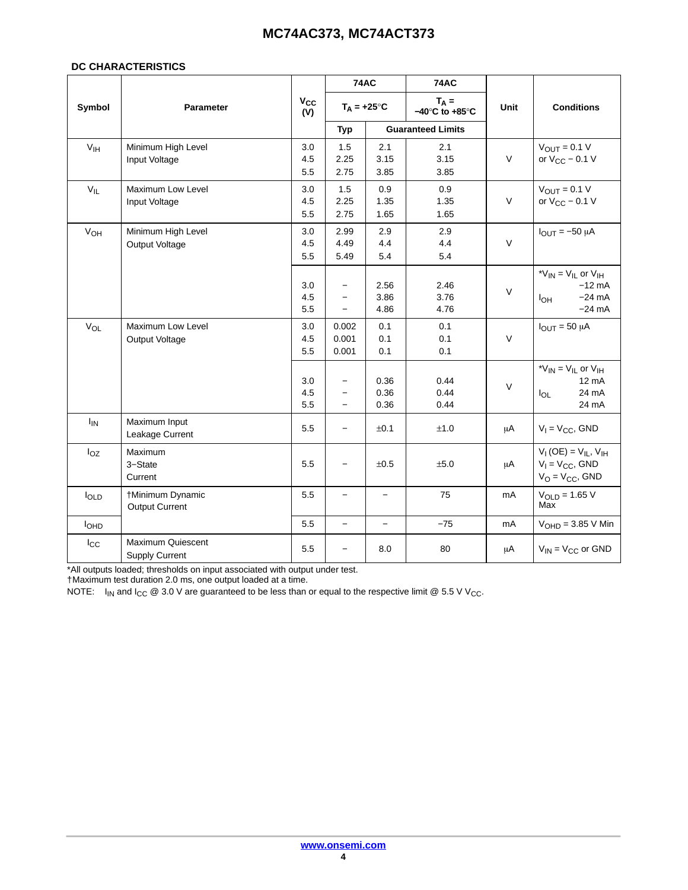## DC CHARACTERISTICS

| Symbol | Parameter | $V_{CC}$ (V) | 74AC | | 74AC | Unit | Conditions |
|---|---|---|---|---|---|---|---|
| | | | $T_A = +25°C$ | | $T_A = -40°C$ to $+85°C$ | | |
| | | | Typ | Guaranteed Limits | | | |
| $V_{IH}$ | Minimum High Level Input Voltage | 3.0<br>4.5<br>5.5 | 1.5<br>2.25<br>2.75 | 2.1<br>3.15<br>3.85 | 2.1<br>3.15<br>3.85 | V | $V_{OUT} = 0.1$ V or $V_{CC} - 0.1$ V |
| $V_{IL}$ | Maximum Low Level Input Voltage | 3.0<br>4.5<br>5.5 | 1.5<br>2.25<br>2.75 | 0.9<br>1.35<br>1.65 | 0.9<br>1.35<br>1.65 | V | $V_{OUT} = 0.1$ V or $V_{CC} - 0.1$ V |
| $V_{OH}$ | Minimum High Level Output Voltage | 3.0<br>4.5<br>5.5 | 2.99<br>4.49<br>5.49 | 2.9<br>4.4<br>5.4 | 2.9<br>4.4<br>5.4 | V | $I_{OUT} = -50$ µA |
| | | 3.0<br>4.5<br>5.5 | –<br>–<br>– | 2.56<br>3.86<br>4.86 | 2.46<br>3.76<br>4.76 | V | *$V_{IN} = V_{IL}$ or $V_{IH}$<br>$I_{OH}$ −12 mA<br>−24 mA<br>−24 mA |
| $V_{OL}$ | Maximum Low Level Output Voltage | 3.0<br>4.5<br>5.5 | 0.002<br>0.001<br>0.001 | 0.1<br>0.1<br>0.1 | 0.1<br>0.1<br>0.1 | V | $I_{OUT} = 50$ µA |
| | | 3.0<br>4.5<br>5.5 | –<br>–<br>– | 0.36<br>0.36<br>0.36 | 0.44<br>0.44<br>0.44 | V | *$V_{IN} = V_{IL}$ or $V_{IH}$<br>$I_{OL}$ 12 mA<br>24 mA<br>24 mA |
| $I_{IN}$ | Maximum Input Leakage Current | 5.5 | – | ±0.1 | ±1.0 | µA | $V_I = V_{CC}$, GND |
| $I_{OZ}$ | Maximum 3−State Current | 5.5 | – | ±0.5 | ±5.0 | µA | $V_I$ (OE) = $V_{IL}$, $V_{IH}$<br>$V_I = V_{CC}$, GND<br>$V_O = V_{CC}$, GND |
| $I_{OLD}$ | †Minimum Dynamic Output Current | 5.5 | – | – | 75 | mA | $V_{OLD} = 1.65$ V Max |
| $I_{OHD}$ | | 5.5 | – | – | −75 | mA | $V_{OHD} = 3.85$ V Min |
| $I_{CC}$ | Maximum Quiescent Supply Current | 5.5 | – | 8.0 | 80 | µA | $V_{IN} = V_{CC}$ or GND |

*All outputs loaded; thresholds on input associated with output under test.
†Maximum test duration 2.0 ms, one output loaded at a time.
NOTE: $I_{IN}$ and $I_{CC}$ @ 3.0 V are guaranteed to be less than or equal to the respective limit @ 5.5 V $V_{CC}$.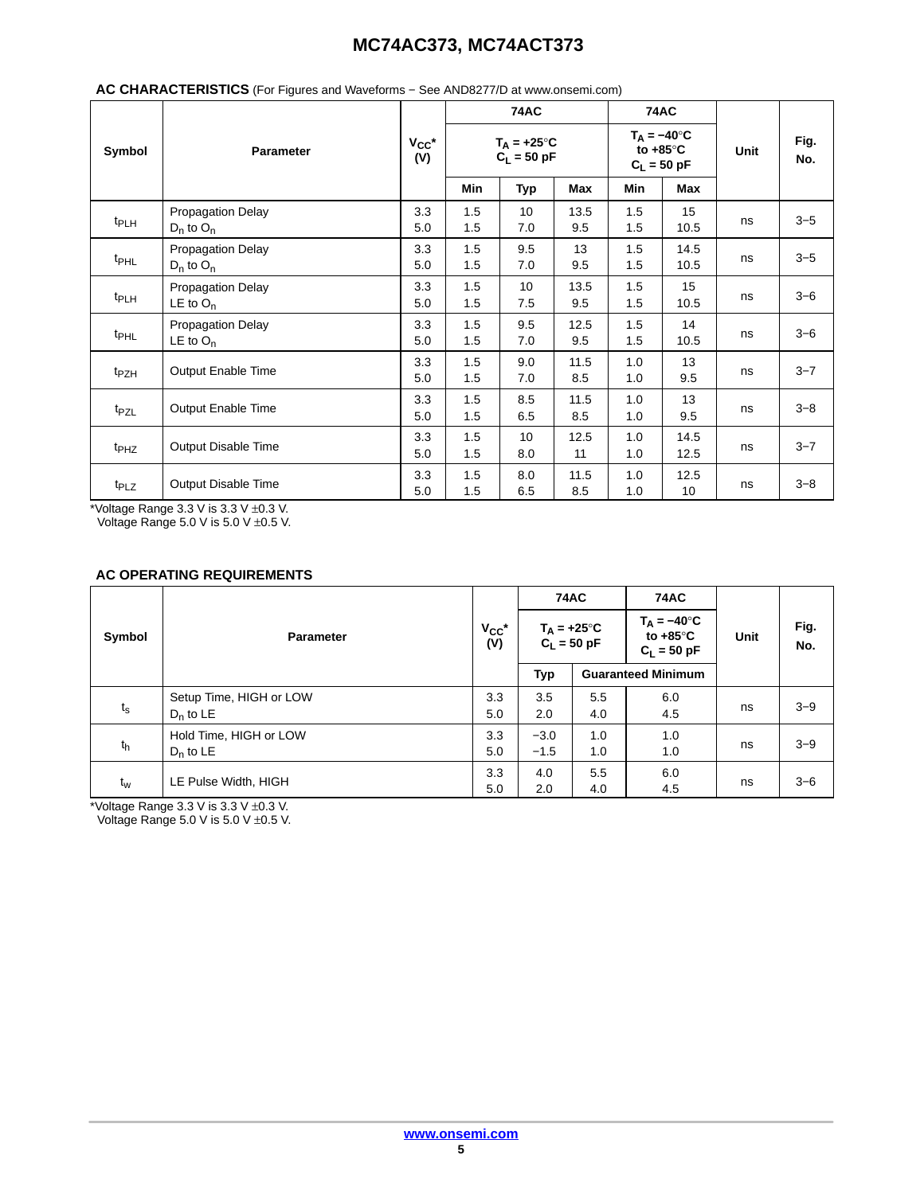**AC CHARACTERISTICS** (For Figures and Waveforms − See AND8277/D at www.onsemi.com)

| Symbol | Parameter | $V_{CC}$* (V) | 74AC $T_A$ = +25°C $C_L$ = 50 pF | | | 74AC $T_A$ = −40°C to +85°C $C_L$ = 50 pF | | Unit | Fig. No. |
|---|---|---|---|---|---|---|---|---|---|
| | | | Min | Typ | Max | Min | Max | | |
| $t_{PLH}$ | Propagation Delay $D_n$ to $O_n$ | 3.3<br>5.0 | 1.5<br>1.5 | 10<br>7.0 | 13.5<br>9.5 | 1.5<br>1.5 | 15<br>10.5 | ns | 3−5 |
| $t_{PHL}$ | Propagation Delay $D_n$ to $O_n$ | 3.3<br>5.0 | 1.5<br>1.5 | 9.5<br>7.0 | 13<br>9.5 | 1.5<br>1.5 | 14.5<br>10.5 | ns | 3−5 |
| $t_{PLH}$ | Propagation Delay LE to $O_n$ | 3.3<br>5.0 | 1.5<br>1.5 | 10<br>7.5 | 13.5<br>9.5 | 1.5<br>1.5 | 15<br>10.5 | ns | 3−6 |
| $t_{PHL}$ | Propagation Delay LE to $O_n$ | 3.3<br>5.0 | 1.5<br>1.5 | 9.5<br>7.0 | 12.5<br>9.5 | 1.5<br>1.5 | 14<br>10.5 | ns | 3−6 |
| $t_{PZH}$ | Output Enable Time | 3.3<br>5.0 | 1.5<br>1.5 | 9.0<br>7.0 | 11.5<br>8.5 | 1.0<br>1.0 | 13<br>9.5 | ns | 3−7 |
| $t_{PZL}$ | Output Enable Time | 3.3<br>5.0 | 1.5<br>1.5 | 8.5<br>6.5 | 11.5<br>8.5 | 1.0<br>1.0 | 13<br>9.5 | ns | 3−8 |
| $t_{PHZ}$ | Output Disable Time | 3.3<br>5.0 | 1.5<br>1.5 | 10<br>8.0 | 12.5<br>11 | 1.0<br>1.0 | 14.5<br>12.5 | ns | 3−7 |
| $t_{PLZ}$ | Output Disable Time | 3.3<br>5.0 | 1.5<br>1.5 | 8.0<br>6.5 | 11.5<br>8.5 | 1.0<br>1.0 | 12.5<br>10 | ns | 3−8 |

*Voltage Range 3.3 V is 3.3 V ±0.3 V.
Voltage Range 5.0 V is 5.0 V ±0.5 V.

**AC OPERATING REQUIREMENTS**

| Symbol | Parameter | $V_{CC}$* (V) | 74AC $T_A$ = +25°C $C_L$ = 50 pF | | 74AC $T_A$ = −40°C to +85°C $C_L$ = 50 pF | Unit | Fig. No. |
|---|---|---|---|---|---|---|---|
| | | | Typ | Guaranteed Minimum | | | |
| $t_s$ | Setup Time, HIGH or LOW $D_n$ to LE | 3.3<br>5.0 | 3.5<br>2.0 | 5.5<br>4.0 | 6.0<br>4.5 | ns | 3−9 |
| $t_h$ | Hold Time, HIGH or LOW $D_n$ to LE | 3.3<br>5.0 | −3.0<br>−1.5 | 1.0<br>1.0 | 1.0<br>1.0 | ns | 3−9 |
| $t_w$ | LE Pulse Width, HIGH | 3.3<br>5.0 | 4.0<br>2.0 | 5.5<br>4.0 | 6.0<br>4.5 | ns | 3−6 |

*Voltage Range 3.3 V is 3.3 V ±0.3 V.
Voltage Range 5.0 V is 5.0 V ±0.5 V.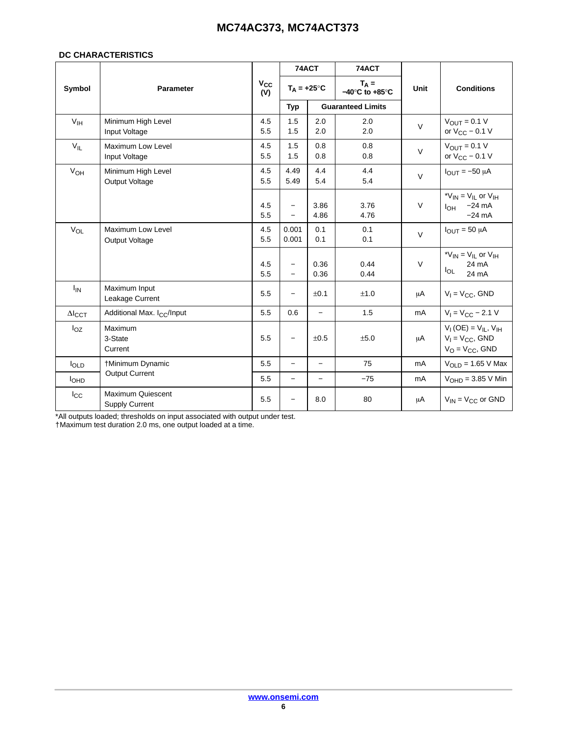## DC CHARACTERISTICS

| Symbol | Parameter | $V_{CC}$ (V) | 74ACT | | 74ACT | Unit | Conditions |
|---|---|---|---|---|---|---|---|
| | | | $T_A$ = +25°C | | $T_A$ = −40°C to +85°C | | |
| | | | Typ | Guaranteed Limits | | | |
| $V_{IH}$ | Minimum High Level Input Voltage | 4.5<br>5.5 | 1.5<br>1.5 | 2.0<br>2.0 | 2.0<br>2.0 | V | $V_{OUT}$ = 0.1 V or $V_{CC}$ − 0.1 V |
| $V_{IL}$ | Maximum Low Level Input Voltage | 4.5<br>5.5 | 1.5<br>1.5 | 0.8<br>0.8 | 0.8<br>0.8 | V | $V_{OUT}$ = 0.1 V or $V_{CC}$ − 0.1 V |
| $V_{OH}$ | Minimum High Level Output Voltage | 4.5<br>5.5 | 4.49<br>5.49 | 4.4<br>5.4 | 4.4<br>5.4 | V | $I_{OUT}$ = −50 μA |
| | | 4.5<br>5.5 | −<br>− | 3.86<br>4.86 | 3.76<br>4.76 | V | *$V_{IN}$ = $V_{IL}$ or $V_{IH}$<br>$I_{OH}$ −24 mA<br>−24 mA |
| $V_{OL}$ | Maximum Low Level Output Voltage | 4.5<br>5.5 | 0.001<br>0.001 | 0.1<br>0.1 | 0.1<br>0.1 | V | $I_{OUT}$ = 50 μA |
| | | 4.5<br>5.5 | −<br>− | 0.36<br>0.36 | 0.44<br>0.44 | V | *$V_{IN}$ = $V_{IL}$ or $V_{IH}$<br>$I_{OL}$ 24 mA<br>24 mA |
| $I_{IN}$ | Maximum Input Leakage Current | 5.5 | − | ±0.1 | ±1.0 | μA | $V_I$ = $V_{CC}$, GND |
| $\Delta I_{CCT}$ | Additional Max. $I_{CC}$/Input | 5.5 | 0.6 | − | 1.5 | mA | $V_I$ = $V_{CC}$ − 2.1 V |
| $I_{OZ}$ | Maximum 3-State Current | 5.5 | − | ±0.5 | ±5.0 | μA | $V_I$ (OE) = $V_{IL}$, $V_{IH}$<br>$V_I$ = $V_{CC}$, GND<br>$V_O$ = $V_{CC}$, GND |
| $I_{OLD}$ | †Minimum Dynamic Output Current | 5.5 | − | − | 75 | mA | $V_{OLD}$ = 1.65 V Max |
| $I_{OHD}$ | | 5.5 | − | − | −75 | mA | $V_{OHD}$ = 3.85 V Min |
| $I_{CC}$ | Maximum Quiescent Supply Current | 5.5 | − | 8.0 | 80 | μA | $V_{IN}$ = $V_{CC}$ or GND |

*All outputs loaded; thresholds on input associated with output under test.
†Maximum test duration 2.0 ms, one output loaded at a time.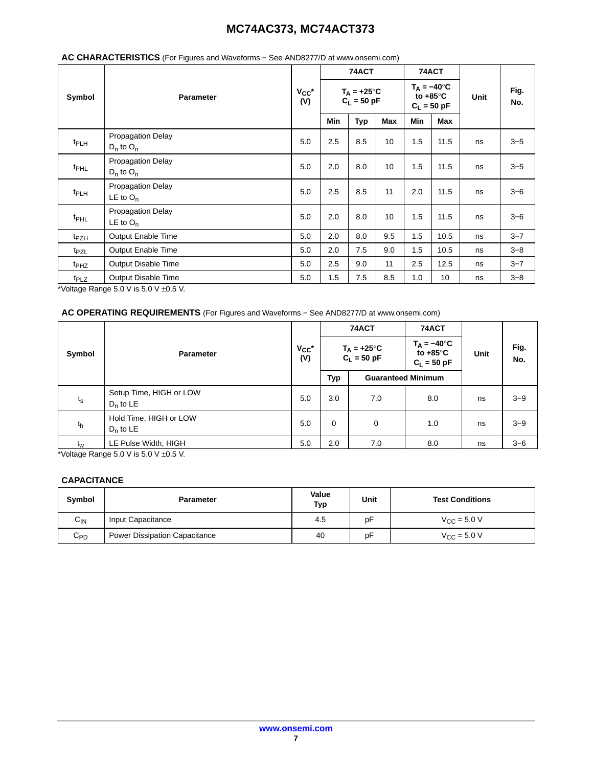**AC CHARACTERISTICS** (For Figures and Waveforms − See AND8277/D at www.onsemi.com)

| Symbol | Parameter | $V_{CC}$* (V) | 74ACT | | | 74ACT | | Unit | Fig. No. |
|---|---|---|---|---|---|---|---|---|---|
| | | | $T_A$ = +25°C $C_L$ = 50 pF | | | $T_A$ = −40°C to +85°C $C_L$ = 50 pF | | | |
| | | | Min | Typ | Max | Min | Max | | |
| $t_{PLH}$ | Propagation Delay $D_n$ to $O_n$ | 5.0 | 2.5 | 8.5 | 10 | 1.5 | 11.5 | ns | 3−5 |
| $t_{PHL}$ | Propagation Delay $D_n$ to $O_n$ | 5.0 | 2.0 | 8.0 | 10 | 1.5 | 11.5 | ns | 3−5 |
| $t_{PLH}$ | Propagation Delay LE to $O_n$ | 5.0 | 2.5 | 8.5 | 11 | 2.0 | 11.5 | ns | 3−6 |
| $t_{PHL}$ | Propagation Delay LE to $O_n$ | 5.0 | 2.0 | 8.0 | 10 | 1.5 | 11.5 | ns | 3−6 |
| $t_{PZH}$ | Output Enable Time | 5.0 | 2.0 | 8.0 | 9.5 | 1.5 | 10.5 | ns | 3−7 |
| $t_{PZL}$ | Output Enable Time | 5.0 | 2.0 | 7.5 | 9.0 | 1.5 | 10.5 | ns | 3−8 |
| $t_{PHZ}$ | Output Disable Time | 5.0 | 2.5 | 9.0 | 11 | 2.5 | 12.5 | ns | 3−7 |
| $t_{PLZ}$ | Output Disable Time | 5.0 | 1.5 | 7.5 | 8.5 | 1.0 | 10 | ns | 3−8 |

*Voltage Range 5.0 V is 5.0 V ±0.5 V.

**AC OPERATING REQUIREMENTS** (For Figures and Waveforms − See AND8277/D at www.onsemi.com)

| Symbol | Parameter | $V_{CC}$* (V) | 74ACT | | 74ACT | Unit | Fig. No. |
|---|---|---|---|---|---|---|---|
| | | | $T_A$ = +25°C $C_L$ = 50 pF | | $T_A$ = −40°C to +85°C $C_L$ = 50 pF | | |
| | | | Typ | Guaranteed Minimum | | | |
| $t_s$ | Setup Time, HIGH or LOW $D_n$ to LE | 5.0 | 3.0 | 7.0 | 8.0 | ns | 3−9 |
| $t_h$ | Hold Time, HIGH or LOW $D_n$ to LE | 5.0 | 0 | 0 | 1.0 | ns | 3−9 |
| $t_w$ | LE Pulse Width, HIGH | 5.0 | 2.0 | 7.0 | 8.0 | ns | 3−6 |

*Voltage Range 5.0 V is 5.0 V ±0.5 V.

**CAPACITANCE**

| Symbol | Parameter | Value Typ | Unit | Test Conditions |
|---|---|---|---|---|
| $C_{IN}$ | Input Capacitance | 4.5 | pF | $V_{CC}$ = 5.0 V |
| $C_{PD}$ | Power Dissipation Capacitance | 40 | pF | $V_{CC}$ = 5.0 V |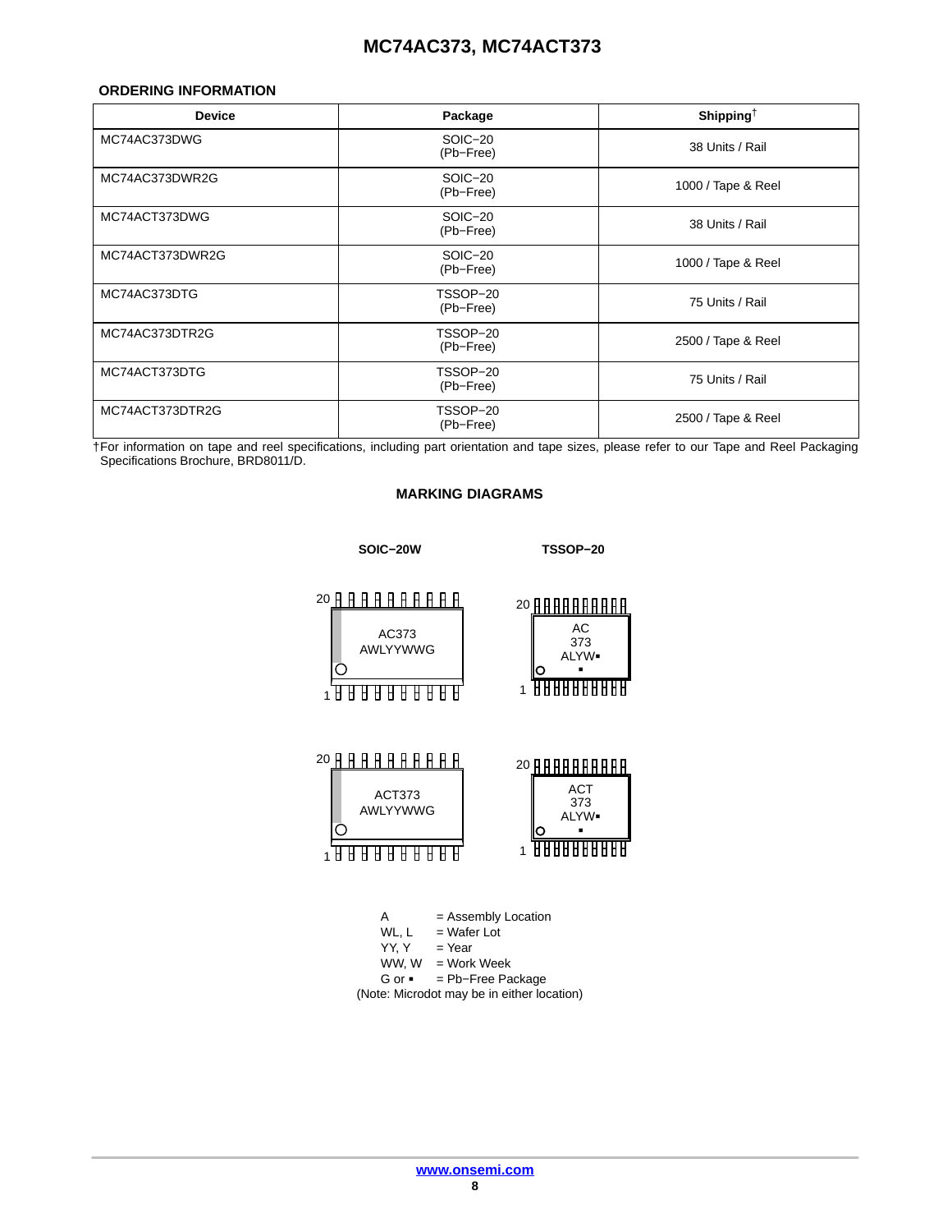## ORDERING INFORMATION

| Device | Package | Shipping† |
|---|---|---|
| MC74AC373DWG | SOIC−20 (Pb−Free) | 38 Units / Rail |
| MC74AC373DWR2G | SOIC−20 (Pb−Free) | 1000 / Tape & Reel |
| MC74ACT373DWG | SOIC−20 (Pb−Free) | 38 Units / Rail |
| MC74ACT373DWR2G | SOIC−20 (Pb−Free) | 1000 / Tape & Reel |
| MC74AC373DTG | TSSOP−20 (Pb−Free) | 75 Units / Rail |
| MC74AC373DTR2G | TSSOP−20 (Pb−Free) | 2500 / Tape & Reel |
| MC74ACT373DTG | TSSOP−20 (Pb−Free) | 75 Units / Rail |
| MC74ACT373DTR2G | TSSOP−20 (Pb−Free) | 2500 / Tape & Reel |

†For information on tape and reel specifications, including part orientation and tape sizes, please refer to our Tape and Reel Packaging Specifications Brochure, BRD8011/D.

## MARKING DIAGRAMS

**SOIC−20W**

AC373
AWLYYWWG

ACT373
AWLYYWWG

**TSSOP−20**

AC
373
ALYW▪
▪

ACT
373
ALYW▪
▪

A = Assembly Location
WL, L = Wafer Lot
YY, Y = Year
WW, W = Work Week
G or ▪ = Pb−Free Package
(Note: Microdot may be in either location)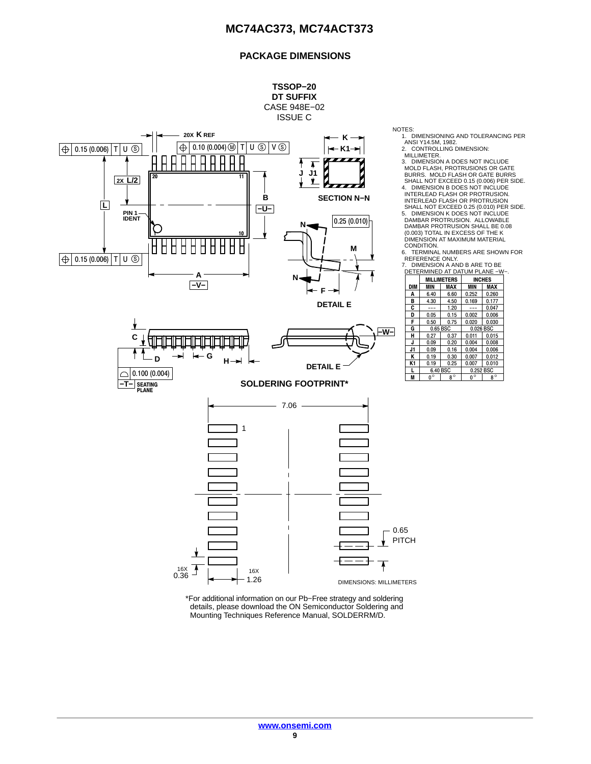## PACKAGE DIMENSIONS

**TSSOP−20**
**DT SUFFIX**
CASE 948E−02
ISSUE C

NOTES:
1. DIMENSIONING AND TOLERANCING PER ANSI Y14.5M, 1982.
2. CONTROLLING DIMENSION: MILLIMETER.
3. DIMENSION A DOES NOT INCLUDE MOLD FLASH, PROTRUSIONS OR GATE BURRS. MOLD FLASH OR GATE BURRS SHALL NOT EXCEED 0.15 (0.006) PER SIDE.
4. DIMENSION B DOES NOT INCLUDE INTERLEAD FLASH OR PROTRUSION. INTERLEAD FLASH OR PROTRUSION SHALL NOT EXCEED 0.25 (0.010) PER SIDE.
5. DIMENSION K DOES NOT INCLUDE DAMBAR PROTRUSION. ALLOWABLE DAMBAR PROTRUSION SHALL BE 0.08 (0.003) TOTAL IN EXCESS OF THE K DIMENSION AT MAXIMUM MATERIAL CONDITION.
6. TERMINAL NUMBERS ARE SHOWN FOR REFERENCE ONLY.
7. DIMENSION A AND B ARE TO BE DETERMINED AT DATUM PLANE −W−.

| DIM | MILLIMETERS MIN | MILLIMETERS MAX | INCHES MIN | INCHES MAX |
|---|---|---|---|---|
| A | 6.40 | 6.60 | 0.252 | 0.260 |
| B | 4.30 | 4.50 | 0.169 | 0.177 |
| C | --- | 1.20 | --- | 0.047 |
| D | 0.05 | 0.15 | 0.002 | 0.006 |
| F | 0.50 | 0.75 | 0.020 | 0.030 |
| G | 0.65 BSC | | 0.026 BSC | |
| H | 0.27 | 0.37 | 0.011 | 0.015 |
| J | 0.09 | 0.20 | 0.004 | 0.008 |
| J1 | 0.09 | 0.16 | 0.004 | 0.006 |
| K | 0.19 | 0.30 | 0.007 | 0.012 |
| K1 | 0.19 | 0.25 | 0.007 | 0.010 |
| L | 6.40 BSC | | 0.252 BSC | |
| M | 0° | 8° | 0° | 8° |

**SOLDERING FOOTPRINT***

DIMENSIONS: MILLIMETERS

*For additional information on our Pb−Free strategy and soldering details, please download the ON Semiconductor Soldering and Mounting Techniques Reference Manual, SOLDERRM/D.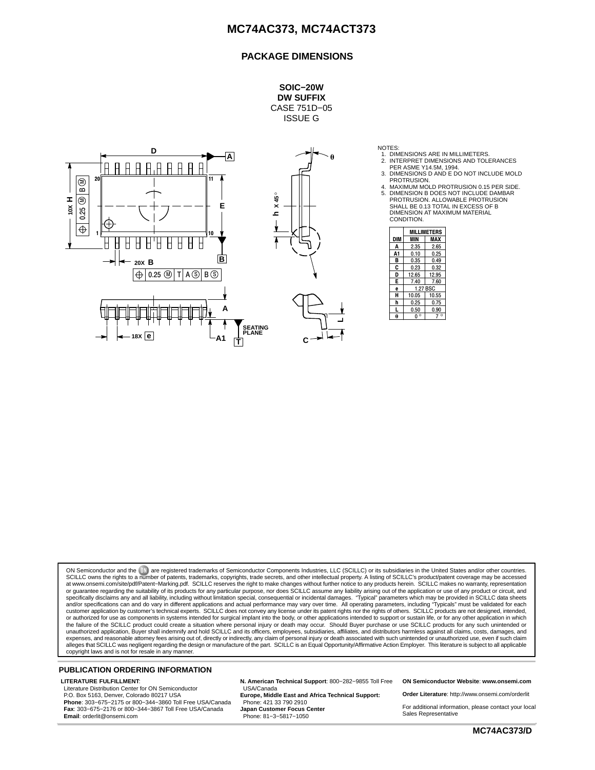## PACKAGE DIMENSIONS

**SOIC−20W**
**DW SUFFIX**
CASE 751D−05
ISSUE G

NOTES:
1. DIMENSIONS ARE IN MILLIMETERS.
2. INTERPRET DIMENSIONS AND TOLERANCES PER ASME Y14.5M, 1994.
3. DIMENSIONS D AND E DO NOT INCLUDE MOLD PROTRUSION.
4. MAXIMUM MOLD PROTRUSION 0.15 PER SIDE.
5. DIMENSION B DOES NOT INCLUDE DAMBAR PROTRUSION. ALLOWABLE PROTRUSION SHALL BE 0.13 TOTAL IN EXCESS OF B DIMENSION AT MAXIMUM MATERIAL CONDITION.

| DIM | MILLIMETERS MIN | MAX |
|---|---|---|
| A | 2.35 | 2.65 |
| A1 | 0.10 | 0.25 |
| B | 0.35 | 0.49 |
| C | 0.23 | 0.32 |
| D | 12.65 | 12.95 |
| E | 7.40 | 7.60 |
| e | 1.27 BSC | |
| H | 10.05 | 10.55 |
| h | 0.25 | 0.75 |
| L | 0.50 | 0.90 |
| θ | 0 ° | 7 ° |

D
A
20
11
1
10
10X H
0.25 Ⓜ B Ⓜ
E
B
20X B
0.25 Ⓜ T A Ⓢ B Ⓢ
h X 45°
θ
A
SEATING PLANE
18X e
A1
T
L
C

ON Semiconductor and the ON logo are registered trademarks of Semiconductor Components Industries, LLC (SCILLC) or its subsidiaries in the United States and/or other countries. SCILLC owns the rights to a number of patents, trademarks, copyrights, trade secrets, and other intellectual property. A listing of SCILLC's product/patent coverage may be accessed at www.onsemi.com/site/pdf/Patent−Marking.pdf. SCILLC reserves the right to make changes without further notice to any products herein. SCILLC makes no warranty, representation or guarantee regarding the suitability of its products for any particular purpose, nor does SCILLC assume any liability arising out of the application or use of any product or circuit, and specifically disclaims any and all liability, including without limitation special, consequential or incidental damages. "Typical" parameters which may be provided in SCILLC data sheets and/or specifications can and do vary in different applications and actual performance may vary over time. All operating parameters, including "Typicals" must be validated for each customer application by customer's technical experts. SCILLC does not convey any license under its patent rights nor the rights of others. SCILLC products are not designed, intended, or authorized for use as components in systems intended for surgical implant into the body, or other applications intended to support or sustain life, or for any other application in which the failure of the SCILLC product could create a situation where personal injury or death may occur. Should Buyer purchase or use SCILLC products for any such unintended or unauthorized application, Buyer shall indemnify and hold SCILLC and its officers, employees, subsidiaries, affiliates, and distributors harmless against all claims, costs, damages, and expenses, and reasonable attorney fees arising out of, directly or indirectly, any claim of personal injury or death associated with such unintended or unauthorized use, even if such claim alleges that SCILLC was negligent regarding the design or manufacture of the part. SCILLC is an Equal Opportunity/Affirmative Action Employer. This literature is subject to all applicable copyright laws and is not for resale in any manner.

### PUBLICATION ORDERING INFORMATION

**LITERATURE FULFILLMENT**:
Literature Distribution Center for ON Semiconductor
P.O. Box 5163, Denver, Colorado 80217 USA
**Phone**: 303−675−2175 or 800−344−3860 Toll Free USA/Canada
**Fax**: 303−675−2176 or 800−344−3867 Toll Free USA/Canada
**Email**: orderlit@onsemi.com

**N. American Technical Support**: 800−282−9855 Toll Free USA/Canada
**Europe, Middle East and Africa Technical Support:**
Phone: 421 33 790 2910
**Japan Customer Focus Center**
Phone: 81−3−5817−1050

**ON Semiconductor Website**: **www.onsemi.com**

**Order Literature**: http://www.onsemi.com/orderlit

For additional information, please contact your local Sales Representative

**MC74AC373/D**